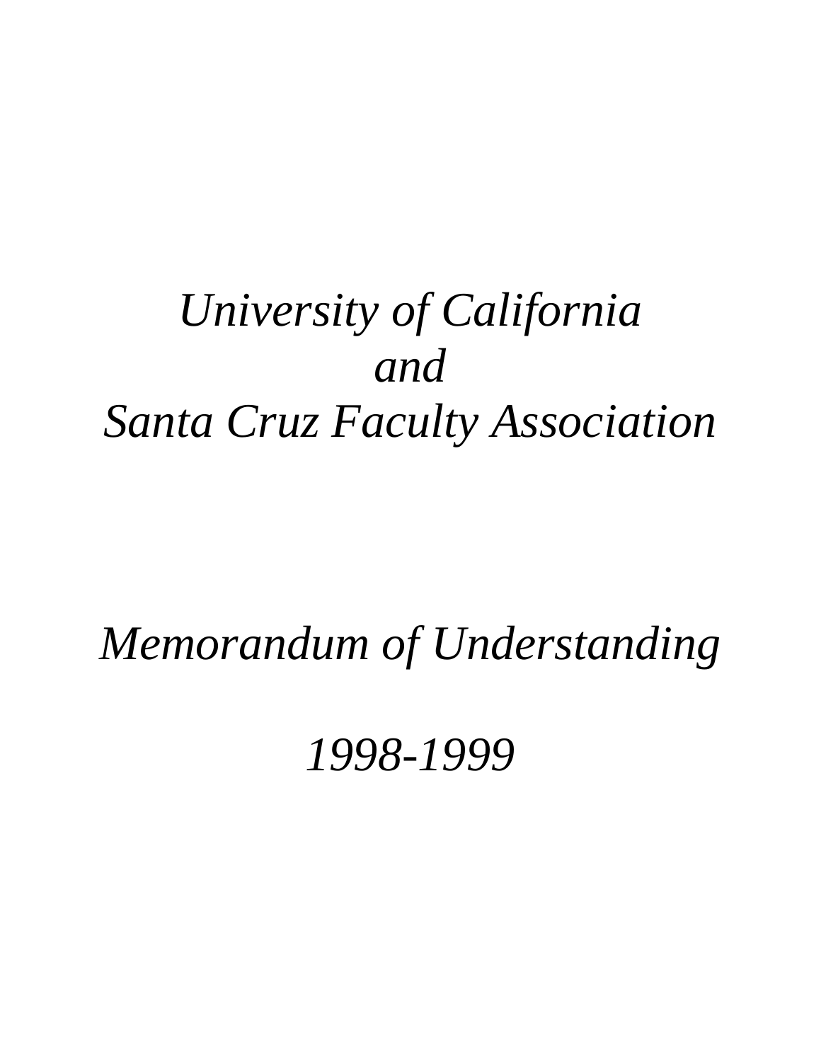# *University of California*
# *and*
# *Santa Cruz Faculty Association*

## *Memorandum of Understanding*

## *1998-1999*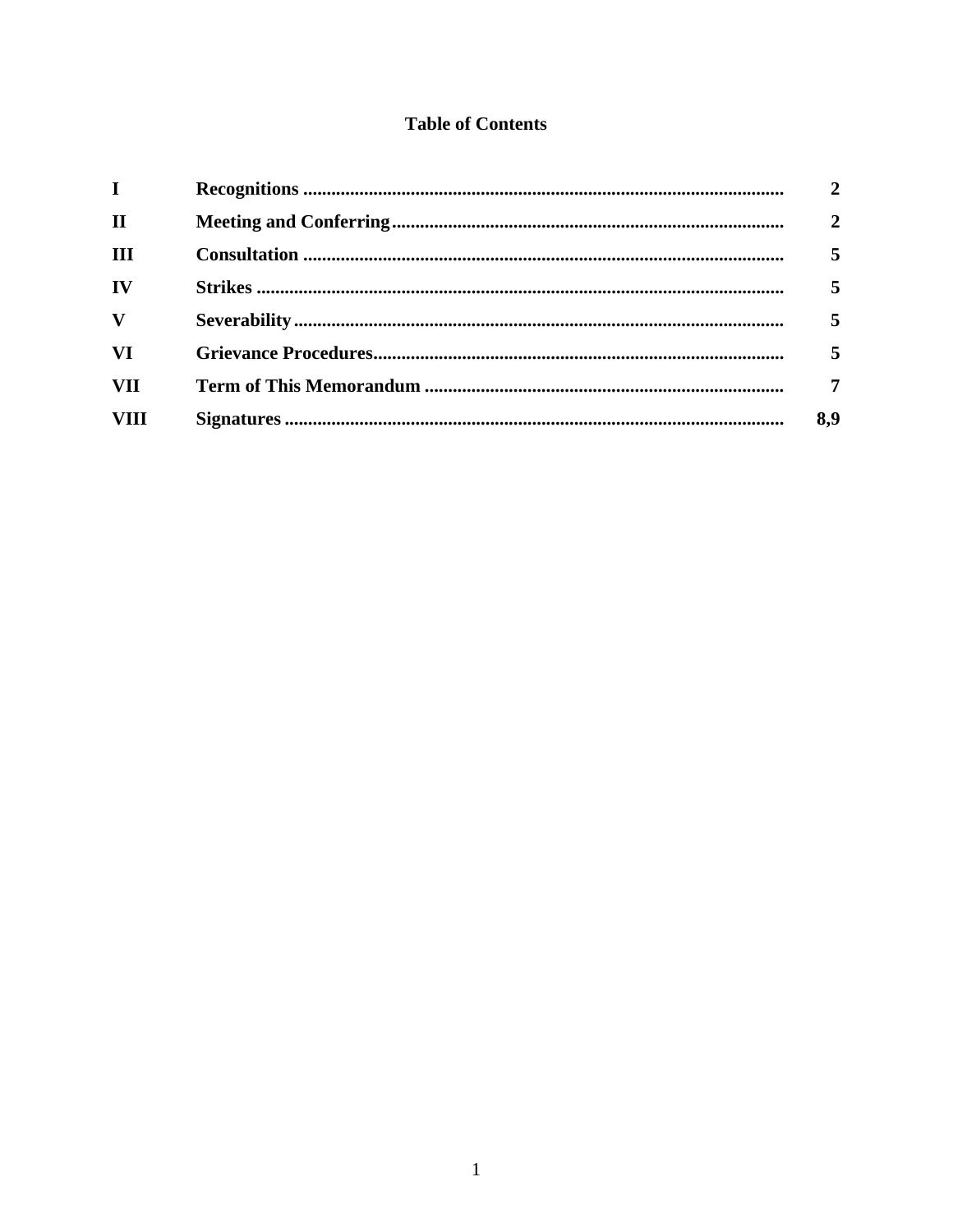# Table of Contents

| | | |
|---|---|---|
| **I** | **Recognitions** | **2** |
| **II** | **Meeting and Conferring** | **2** |
| **III** | **Consultation** | **5** |
| **IV** | **Strikes** | **5** |
| **V** | **Severability** | **5** |
| **VI** | **Grievance Procedures** | **5** |
| **VII** | **Term of This Memorandum** | **7** |
| **VIII** | **Signatures** | **8,9** |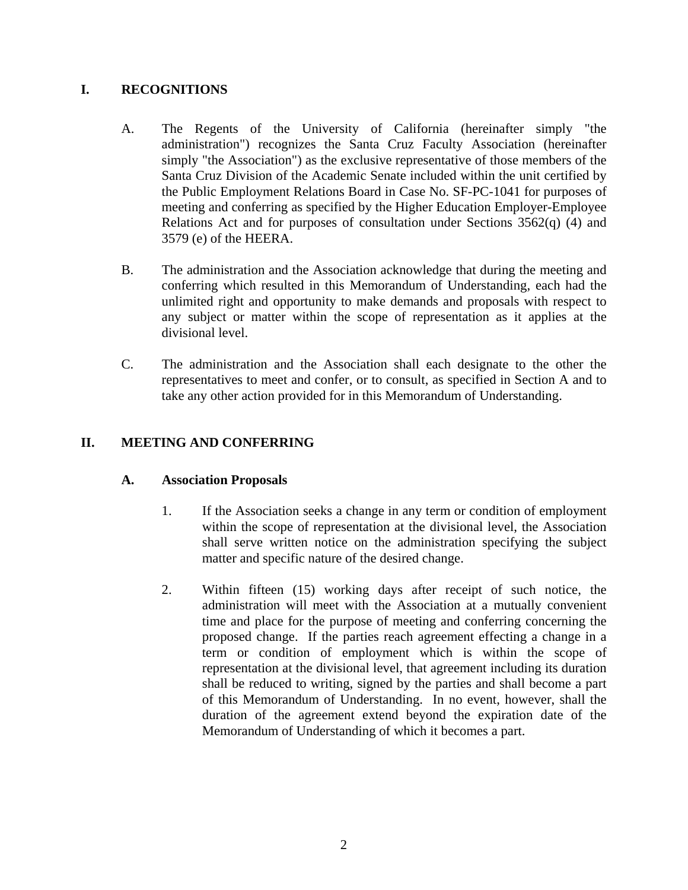## I. RECOGNITIONS

A. The Regents of the University of California (hereinafter simply "the administration") recognizes the Santa Cruz Faculty Association (hereinafter simply "the Association") as the exclusive representative of those members of the Santa Cruz Division of the Academic Senate included within the unit certified by the Public Employment Relations Board in Case No. SF-PC-1041 for purposes of meeting and conferring as specified by the Higher Education Employer-Employee Relations Act and for purposes of consultation under Sections 3562(q) (4) and 3579 (e) of the HEERA.

B. The administration and the Association acknowledge that during the meeting and conferring which resulted in this Memorandum of Understanding, each had the unlimited right and opportunity to make demands and proposals with respect to any subject or matter within the scope of representation as it applies at the divisional level.

C. The administration and the Association shall each designate to the other the representatives to meet and confer, or to consult, as specified in Section A and to take any other action provided for in this Memorandum of Understanding.

## II. MEETING AND CONFERRING

### A. Association Proposals

1. If the Association seeks a change in any term or condition of employment within the scope of representation at the divisional level, the Association shall serve written notice on the administration specifying the subject matter and specific nature of the desired change.

2. Within fifteen (15) working days after receipt of such notice, the administration will meet with the Association at a mutually convenient time and place for the purpose of meeting and conferring concerning the proposed change. If the parties reach agreement effecting a change in a term or condition of employment which is within the scope of representation at the divisional level, that agreement including its duration shall be reduced to writing, signed by the parties and shall become a part of this Memorandum of Understanding. In no event, however, shall the duration of the agreement extend beyond the expiration date of the Memorandum of Understanding of which it becomes a part.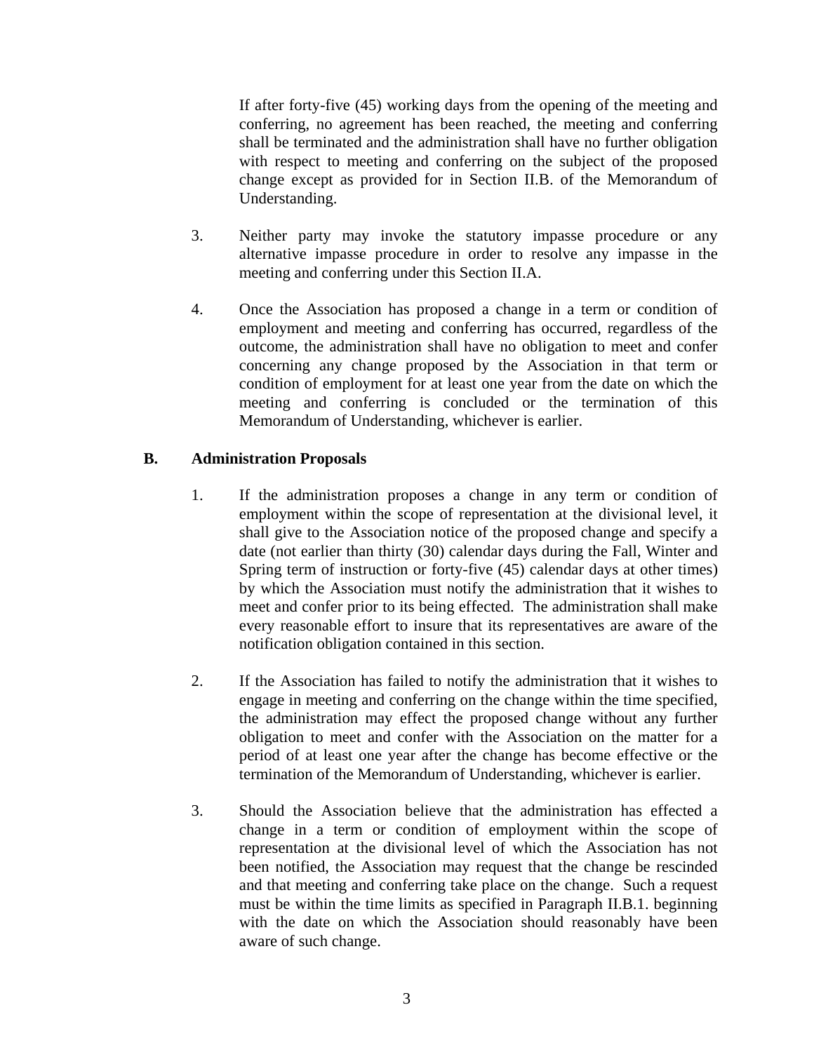If after forty-five (45) working days from the opening of the meeting and conferring, no agreement has been reached, the meeting and conferring shall be terminated and the administration shall have no further obligation with respect to meeting and conferring on the subject of the proposed change except as provided for in Section II.B. of the Memorandum of Understanding.

3. Neither party may invoke the statutory impasse procedure or any alternative impasse procedure in order to resolve any impasse in the meeting and conferring under this Section II.A.

4. Once the Association has proposed a change in a term or condition of employment and meeting and conferring has occurred, regardless of the outcome, the administration shall have no obligation to meet and confer concerning any change proposed by the Association in that term or condition of employment for at least one year from the date on which the meeting and conferring is concluded or the termination of this Memorandum of Understanding, whichever is earlier.

**B. Administration Proposals**

1. If the administration proposes a change in any term or condition of employment within the scope of representation at the divisional level, it shall give to the Association notice of the proposed change and specify a date (not earlier than thirty (30) calendar days during the Fall, Winter and Spring term of instruction or forty-five (45) calendar days at other times) by which the Association must notify the administration that it wishes to meet and confer prior to its being effected. The administration shall make every reasonable effort to insure that its representatives are aware of the notification obligation contained in this section.

2. If the Association has failed to notify the administration that it wishes to engage in meeting and conferring on the change within the time specified, the administration may effect the proposed change without any further obligation to meet and confer with the Association on the matter for a period of at least one year after the change has become effective or the termination of the Memorandum of Understanding, whichever is earlier.

3. Should the Association believe that the administration has effected a change in a term or condition of employment within the scope of representation at the divisional level of which the Association has not been notified, the Association may request that the change be rescinded and that meeting and conferring take place on the change. Such a request must be within the time limits as specified in Paragraph II.B.1. beginning with the date on which the Association should reasonably have been aware of such change.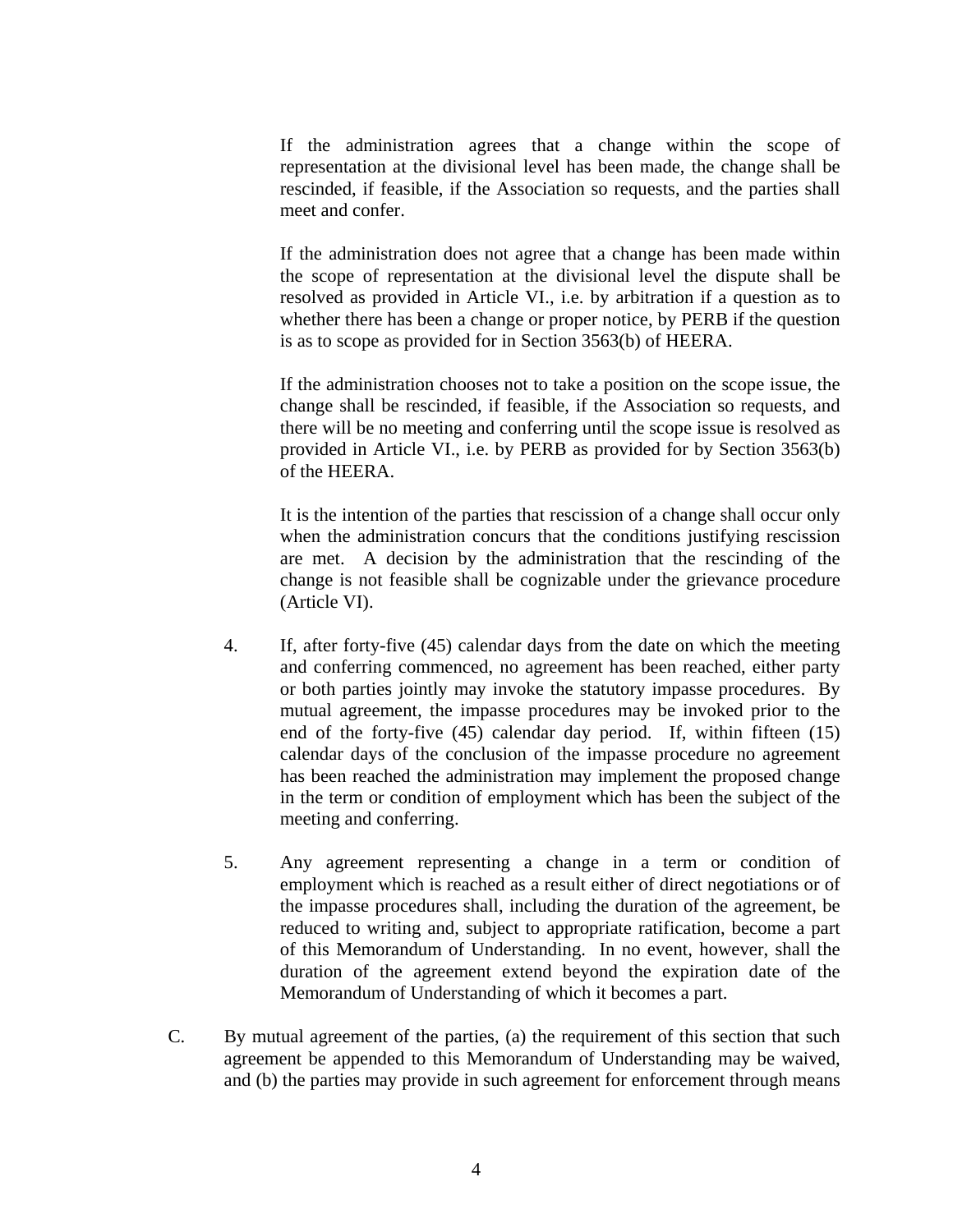If the administration agrees that a change within the scope of representation at the divisional level has been made, the change shall be rescinded, if feasible, if the Association so requests, and the parties shall meet and confer.

If the administration does not agree that a change has been made within the scope of representation at the divisional level the dispute shall be resolved as provided in Article VI., i.e. by arbitration if a question as to whether there has been a change or proper notice, by PERB if the question is as to scope as provided for in Section 3563(b) of HEERA.

If the administration chooses not to take a position on the scope issue, the change shall be rescinded, if feasible, if the Association so requests, and there will be no meeting and conferring until the scope issue is resolved as provided in Article VI., i.e. by PERB as provided for by Section 3563(b) of the HEERA.

It is the intention of the parties that rescission of a change shall occur only when the administration concurs that the conditions justifying rescission are met. A decision by the administration that the rescinding of the change is not feasible shall be cognizable under the grievance procedure (Article VI).

4. If, after forty-five (45) calendar days from the date on which the meeting and conferring commenced, no agreement has been reached, either party or both parties jointly may invoke the statutory impasse procedures. By mutual agreement, the impasse procedures may be invoked prior to the end of the forty-five (45) calendar day period. If, within fifteen (15) calendar days of the conclusion of the impasse procedure no agreement has been reached the administration may implement the proposed change in the term or condition of employment which has been the subject of the meeting and conferring.

5. Any agreement representing a change in a term or condition of employment which is reached as a result either of direct negotiations or of the impasse procedures shall, including the duration of the agreement, be reduced to writing and, subject to appropriate ratification, become a part of this Memorandum of Understanding. In no event, however, shall the duration of the agreement extend beyond the expiration date of the Memorandum of Understanding of which it becomes a part.

C. By mutual agreement of the parties, (a) the requirement of this section that such agreement be appended to this Memorandum of Understanding may be waived, and (b) the parties may provide in such agreement for enforcement through means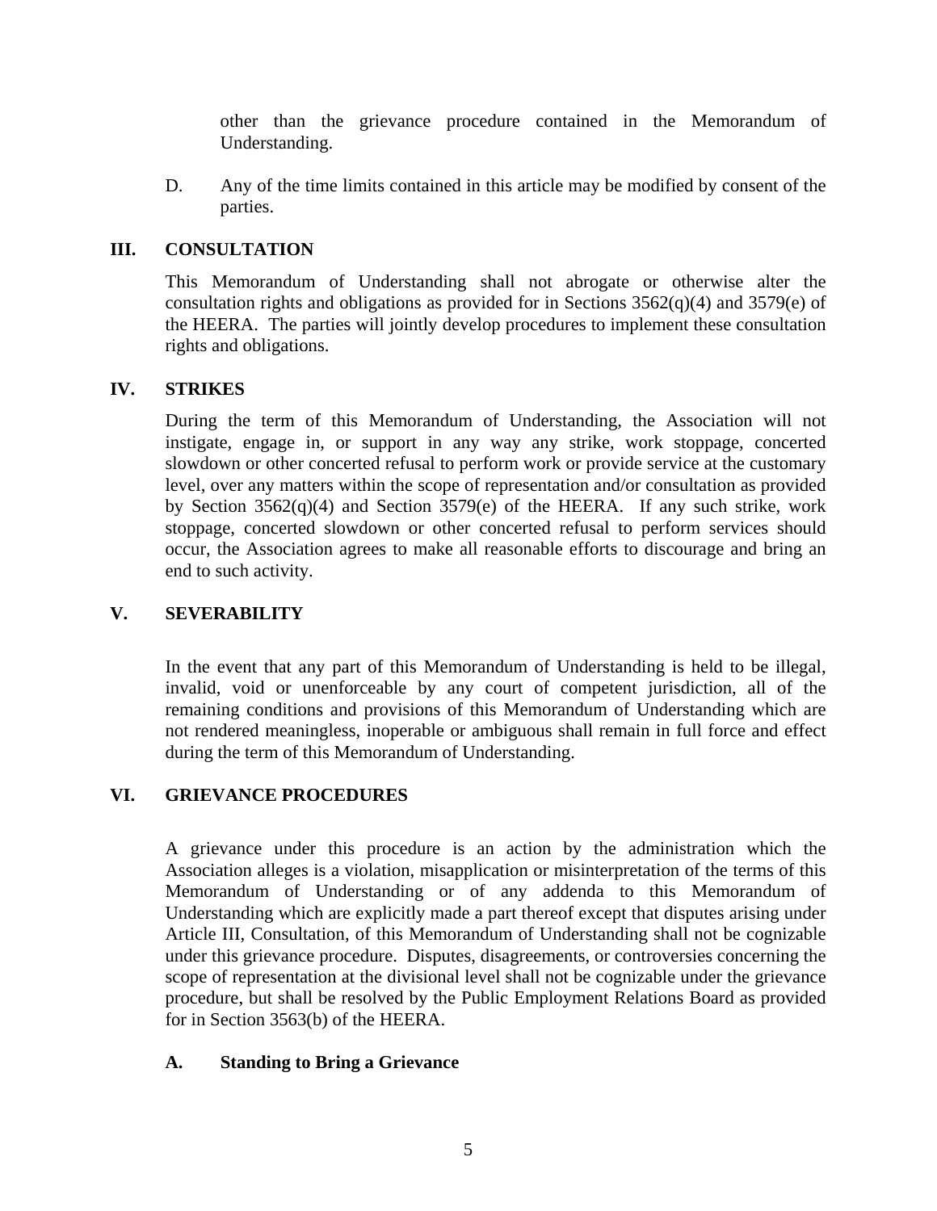other than the grievance procedure contained in the Memorandum of Understanding.

D. Any of the time limits contained in this article may be modified by consent of the parties.

## III. CONSULTATION

This Memorandum of Understanding shall not abrogate or otherwise alter the consultation rights and obligations as provided for in Sections 3562(q)(4) and 3579(e) of the HEERA. The parties will jointly develop procedures to implement these consultation rights and obligations.

## IV. STRIKES

During the term of this Memorandum of Understanding, the Association will not instigate, engage in, or support in any way any strike, work stoppage, concerted slowdown or other concerted refusal to perform work or provide service at the customary level, over any matters within the scope of representation and/or consultation as provided by Section 3562(q)(4) and Section 3579(e) of the HEERA. If any such strike, work stoppage, concerted slowdown or other concerted refusal to perform services should occur, the Association agrees to make all reasonable efforts to discourage and bring an end to such activity.

## V. SEVERABILITY

In the event that any part of this Memorandum of Understanding is held to be illegal, invalid, void or unenforceable by any court of competent jurisdiction, all of the remaining conditions and provisions of this Memorandum of Understanding which are not rendered meaningless, inoperable or ambiguous shall remain in full force and effect during the term of this Memorandum of Understanding.

## VI. GRIEVANCE PROCEDURES

A grievance under this procedure is an action by the administration which the Association alleges is a violation, misapplication or misinterpretation of the terms of this Memorandum of Understanding or of any addenda to this Memorandum of Understanding which are explicitly made a part thereof except that disputes arising under Article III, Consultation, of this Memorandum of Understanding shall not be cognizable under this grievance procedure. Disputes, disagreements, or controversies concerning the scope of representation at the divisional level shall not be cognizable under the grievance procedure, but shall be resolved by the Public Employment Relations Board as provided for in Section 3563(b) of the HEERA.

### A. Standing to Bring a Grievance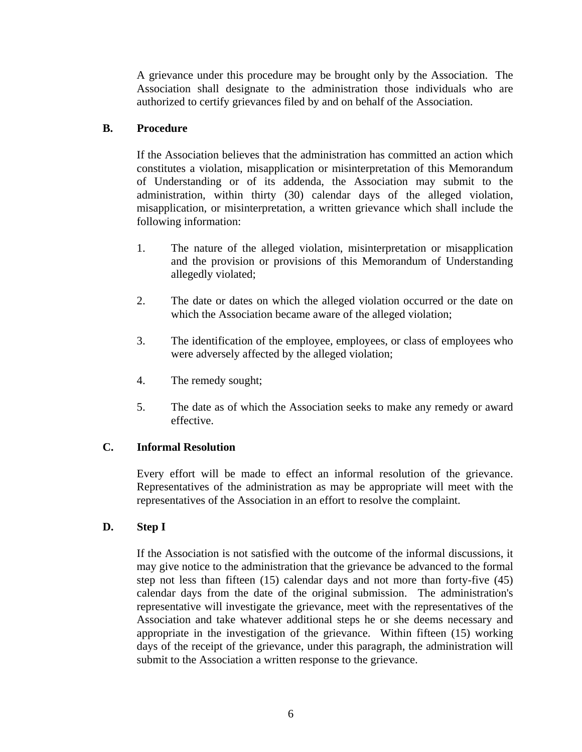A grievance under this procedure may be brought only by the Association. The Association shall designate to the administration those individuals who are authorized to certify grievances filed by and on behalf of the Association.

**B. Procedure**

If the Association believes that the administration has committed an action which constitutes a violation, misapplication or misinterpretation of this Memorandum of Understanding or of its addenda, the Association may submit to the administration, within thirty (30) calendar days of the alleged violation, misapplication, or misinterpretation, a written grievance which shall include the following information:

1. The nature of the alleged violation, misinterpretation or misapplication and the provision or provisions of this Memorandum of Understanding allegedly violated;

2. The date or dates on which the alleged violation occurred or the date on which the Association became aware of the alleged violation;

3. The identification of the employee, employees, or class of employees who were adversely affected by the alleged violation;

4. The remedy sought;

5. The date as of which the Association seeks to make any remedy or award effective.

**C. Informal Resolution**

Every effort will be made to effect an informal resolution of the grievance. Representatives of the administration as may be appropriate will meet with the representatives of the Association in an effort to resolve the complaint.

**D. Step I**

If the Association is not satisfied with the outcome of the informal discussions, it may give notice to the administration that the grievance be advanced to the formal step not less than fifteen (15) calendar days and not more than forty-five (45) calendar days from the date of the original submission. The administration's representative will investigate the grievance, meet with the representatives of the Association and take whatever additional steps he or she deems necessary and appropriate in the investigation of the grievance. Within fifteen (15) working days of the receipt of the grievance, under this paragraph, the administration will submit to the Association a written response to the grievance.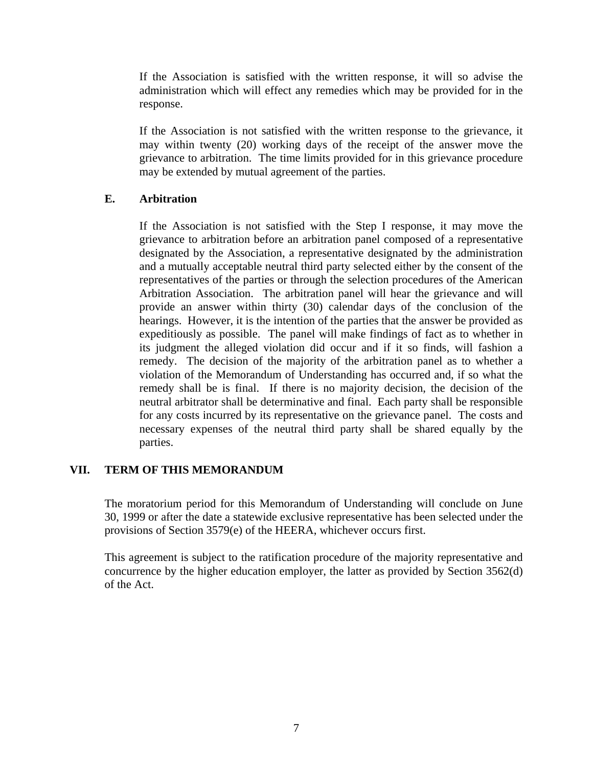If the Association is satisfied with the written response, it will so advise the administration which will effect any remedies which may be provided for in the response.

If the Association is not satisfied with the written response to the grievance, it may within twenty (20) working days of the receipt of the answer move the grievance to arbitration. The time limits provided for in this grievance procedure may be extended by mutual agreement of the parties.

### E. Arbitration

If the Association is not satisfied with the Step I response, it may move the grievance to arbitration before an arbitration panel composed of a representative designated by the Association, a representative designated by the administration and a mutually acceptable neutral third party selected either by the consent of the representatives of the parties or through the selection procedures of the American Arbitration Association. The arbitration panel will hear the grievance and will provide an answer within thirty (30) calendar days of the conclusion of the hearings. However, it is the intention of the parties that the answer be provided as expeditiously as possible. The panel will make findings of fact as to whether in its judgment the alleged violation did occur and if it so finds, will fashion a remedy. The decision of the majority of the arbitration panel as to whether a violation of the Memorandum of Understanding has occurred and, if so what the remedy shall be is final. If there is no majority decision, the decision of the neutral arbitrator shall be determinative and final. Each party shall be responsible for any costs incurred by its representative on the grievance panel. The costs and necessary expenses of the neutral third party shall be shared equally by the parties.

## VII. TERM OF THIS MEMORANDUM

The moratorium period for this Memorandum of Understanding will conclude on June 30, 1999 or after the date a statewide exclusive representative has been selected under the provisions of Section 3579(e) of the HEERA, whichever occurs first.

This agreement is subject to the ratification procedure of the majority representative and concurrence by the higher education employer, the latter as provided by Section 3562(d) of the Act.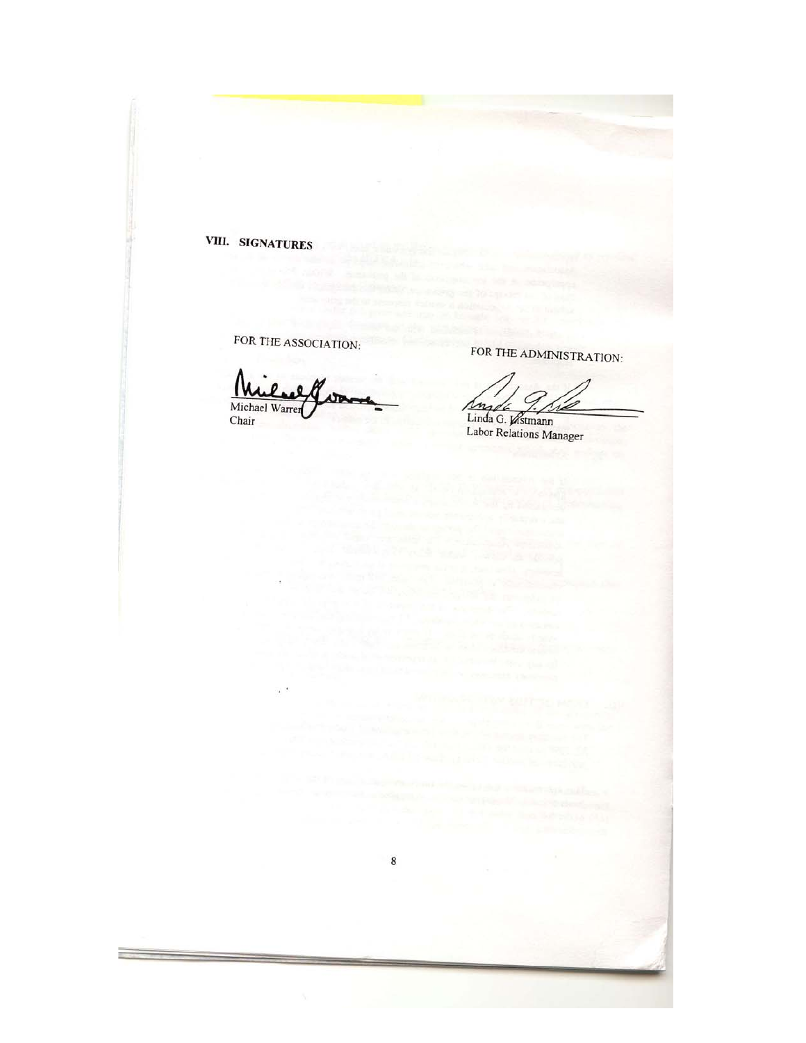## VIII. SIGNATURES

FOR THE ASSOCIATION:

Michael Warren
Chair

FOR THE ADMINISTRATION:

Linda G. Kistmann
Labor Relations Manager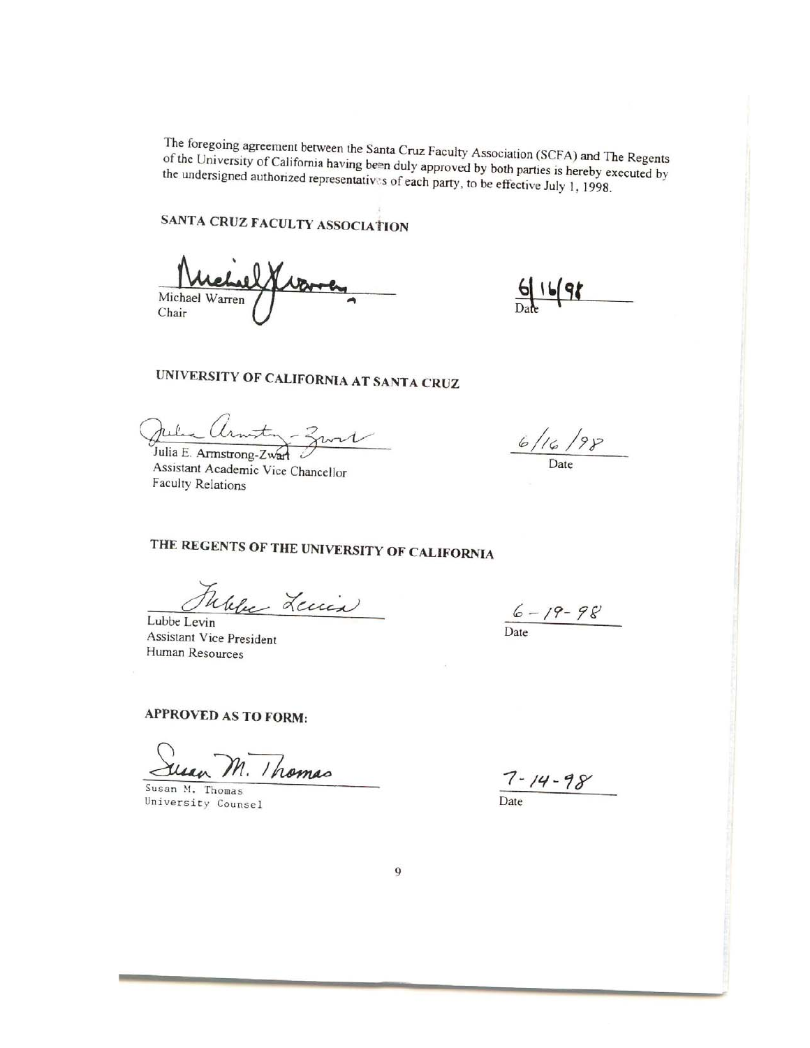The foregoing agreement between the Santa Cruz Faculty Association (SCFA) and The Regents of the University of California having been duly approved by both parties is hereby executed by the undersigned authorized representatives of each party, to be effective July 1, 1998.

**SANTA CRUZ FACULTY ASSOCIATION**

Michael Warren
Chair

6/16/98
Date

**UNIVERSITY OF CALIFORNIA AT SANTA CRUZ**

Julia E. Armstrong-Zwart
Assistant Academic Vice Chancellor
Faculty Relations

6/16/98
Date

**THE REGENTS OF THE UNIVERSITY OF CALIFORNIA**

Lubbe Levin
Assistant Vice President
Human Resources

6-19-98
Date

**APPROVED AS TO FORM:**

Susan M. Thomas
University Counsel

7-14-98
Date